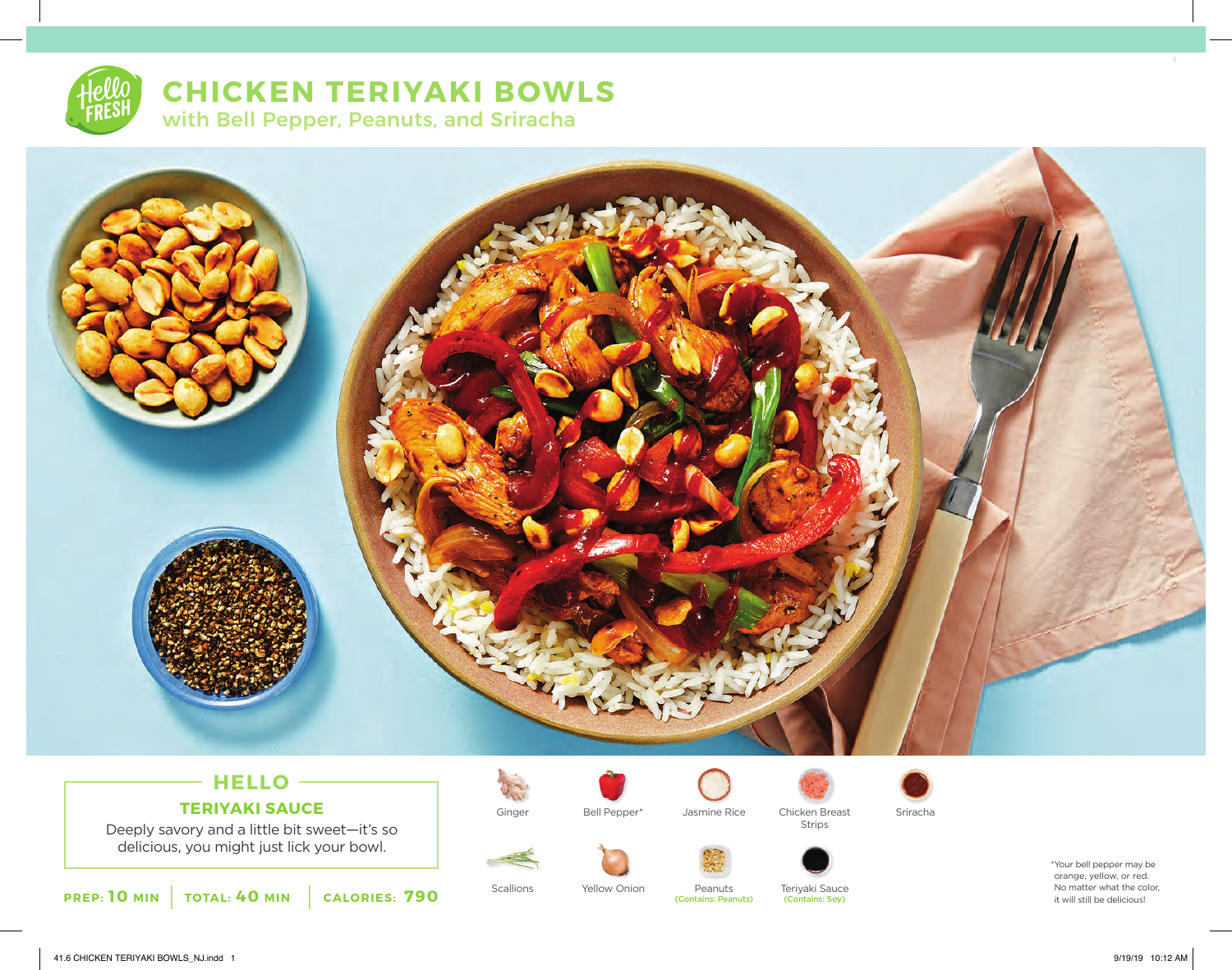# CHICKEN TERIYAKI BOWLS

## with Bell Pepper, Peanuts, and Sriracha

### HELLO

**TERIYAKI SAUCE**

Deeply savory and a little bit sweet—it's so delicious, you might just lick your bowl.

**PREP: 10 MIN** | **TOTAL: 40 MIN** | **CALORIES: 790**

- Ginger
- Bell Pepper*
- Jasmine Rice
- Chicken Breast Strips
- Sriracha
- Scallions
- Yellow Onion
- Peanuts (Contains: Peanuts)
- Teriyaki Sauce (Contains: Soy)

*Your bell pepper may be orange, yellow, or red. No matter what the color, it will still be delicious!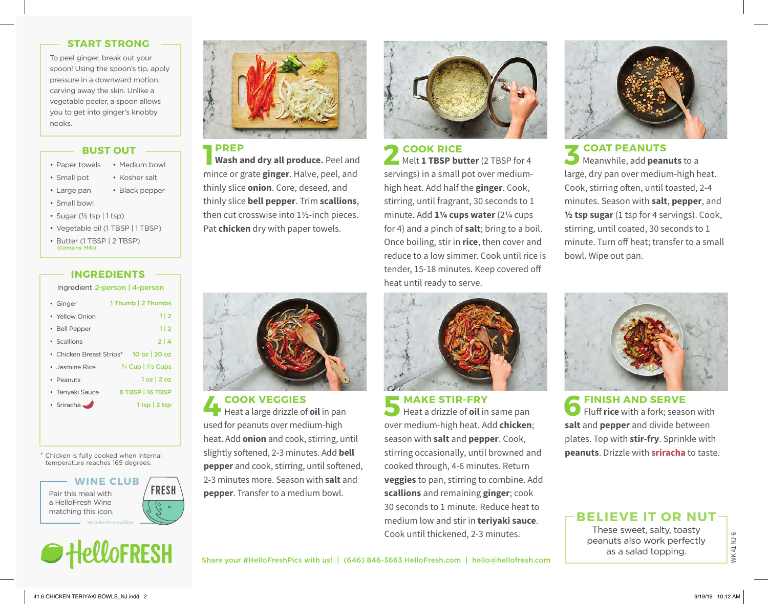## START STRONG

To peel ginger, break out your spoon! Using the spoon's tip, apply pressure in a downward motion, carving away the skin. Unlike a vegetable peeler, a spoon allows you to get into ginger's knobby nooks.

## BUST OUT

- Paper towels
- Medium bowl
- Small pot
- Kosher salt
- Large pan
- Black pepper
- Small bowl
- Sugar (½ tsp | 1 tsp)
- Vegetable oil (1 TBSP | 1 TBSP)
- Butter (1 TBSP | 2 TBSP)
  (Contains: Milk)

## INGREDIENTS

| Ingredient | 2-person \| 4-person |
|---|---|
| Ginger | 1 Thumb \| 2 Thumbs |
| Yellow Onion | 1 \| 2 |
| Bell Pepper | 1 \| 2 |
| Scallions | 2 \| 4 |
| Chicken Breast Strips* | 10 oz \| 20 oz |
| Jasmine Rice | ¾ Cup \| 1½ Cups |
| Peanuts | 1 oz \| 2 oz |
| Teriyaki Sauce | 8 TBSP \| 16 TBSP |
| Sriracha | 1 tsp \| 2 tsp |

* Chicken is fully cooked when internal temperature reaches 165 degrees.

## WINE CLUB

Pair this meal with a HelloFresh Wine matching this icon.

FRESH

HelloFresh.com/Wine

HelloFRESH

## 1 PREP

**Wash and dry all produce.** Peel and mince or grate **ginger**. Halve, peel, and thinly slice **onion**. Core, deseed, and thinly slice **bell pepper**. Trim **scallions**, then cut crosswise into 1½-inch pieces. Pat **chicken** dry with paper towels.

## 2 COOK RICE

Melt **1 TBSP butter** (2 TBSP for 4 servings) in a small pot over medium-high heat. Add half the **ginger**. Cook, stirring, until fragrant, 30 seconds to 1 minute. Add **1¼ cups water** (2¼ cups for 4) and a pinch of **salt**; bring to a boil. Once boiling, stir in **rice**, then cover and reduce to a low simmer. Cook until rice is tender, 15-18 minutes. Keep covered off heat until ready to serve.

## 3 COAT PEANUTS

Meanwhile, add **peanuts** to a large, dry pan over medium-high heat. Cook, stirring often, until toasted, 2-4 minutes. Season with **salt**, **pepper**, and **½ tsp sugar** (1 tsp for 4 servings). Cook, stirring, until coated, 30 seconds to 1 minute. Turn off heat; transfer to a small bowl. Wipe out pan.

## 4 COOK VEGGIES

Heat a large drizzle of **oil** in pan used for peanuts over medium-high heat. Add **onion** and cook, stirring, until slightly softened, 2-3 minutes. Add **bell pepper** and cook, stirring, until softened, 2-3 minutes more. Season with **salt** and **pepper**. Transfer to a medium bowl.

## 5 MAKE STIR-FRY

Heat a drizzle of **oil** in same pan over medium-high heat. Add **chicken**; season with **salt** and **pepper**. Cook, stirring occasionally, until browned and cooked through, 4-6 minutes. Return **veggies** to pan, stirring to combine. Add **scallions** and remaining **ginger**; cook 30 seconds to 1 minute. Reduce heat to medium low and stir in **teriyaki sauce**. Cook until thickened, 2-3 minutes.

## 6 FINISH AND SERVE

Fluff **rice** with a fork; season with **salt** and **pepper** and divide between plates. Top with **stir-fry**. Sprinkle with **peanuts**. Drizzle with **sriracha** to taste.

## BELIEVE IT OR NUT

These sweet, salty, toasty peanuts also work perfectly as a salad topping.

WK 41 NJ-6

Share your #HelloFreshPics with us! | (646) 846-3663 HelloFresh.com | hello@hellofresh.com